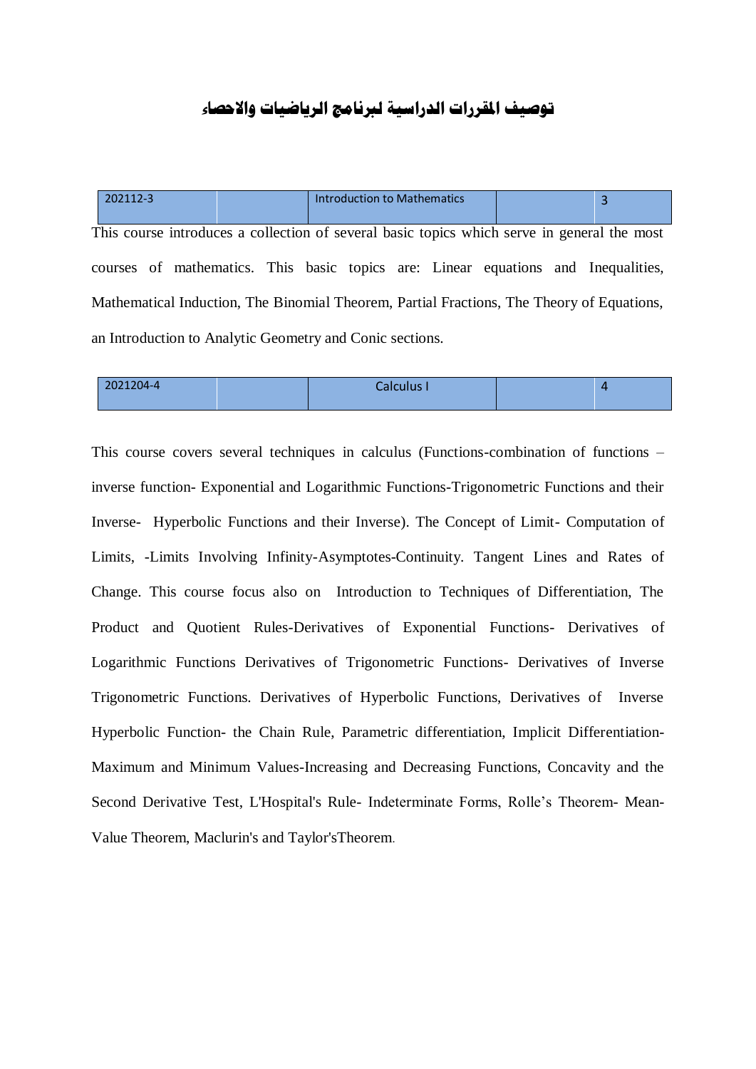# توصيف المقررات الدراسية لبرنامج الرياضيات والاحصاء

| 202112-3 | | Introduction to Mathematics | | 3 |
|---|---|---|---|---|

This course introduces a collection of several basic topics which serve in general the most courses of mathematics. This basic topics are: Linear equations and Inequalities, Mathematical Induction, The Binomial Theorem, Partial Fractions, The Theory of Equations, an Introduction to Analytic Geometry and Conic sections.

| 2021204-4 | | Calculus I | | 4 |
|---|---|---|---|---|

This course covers several techniques in calculus (Functions-combination of functions – inverse function- Exponential and Logarithmic Functions-Trigonometric Functions and their Inverse- Hyperbolic Functions and their Inverse). The Concept of Limit- Computation of Limits, -Limits Involving Infinity-Asymptotes-Continuity. Tangent Lines and Rates of Change. This course focus also on Introduction to Techniques of Differentiation, The Product and Quotient Rules-Derivatives of Exponential Functions- Derivatives of Logarithmic Functions Derivatives of Trigonometric Functions- Derivatives of Inverse Trigonometric Functions. Derivatives of Hyperbolic Functions, Derivatives of Inverse Hyperbolic Function- the Chain Rule, Parametric differentiation, Implicit Differentiation-Maximum and Minimum Values-Increasing and Decreasing Functions, Concavity and the Second Derivative Test, L'Hospital's Rule- Indeterminate Forms, Rolle's Theorem- Mean-Value Theorem, Maclurin's and Taylor'sTheorem.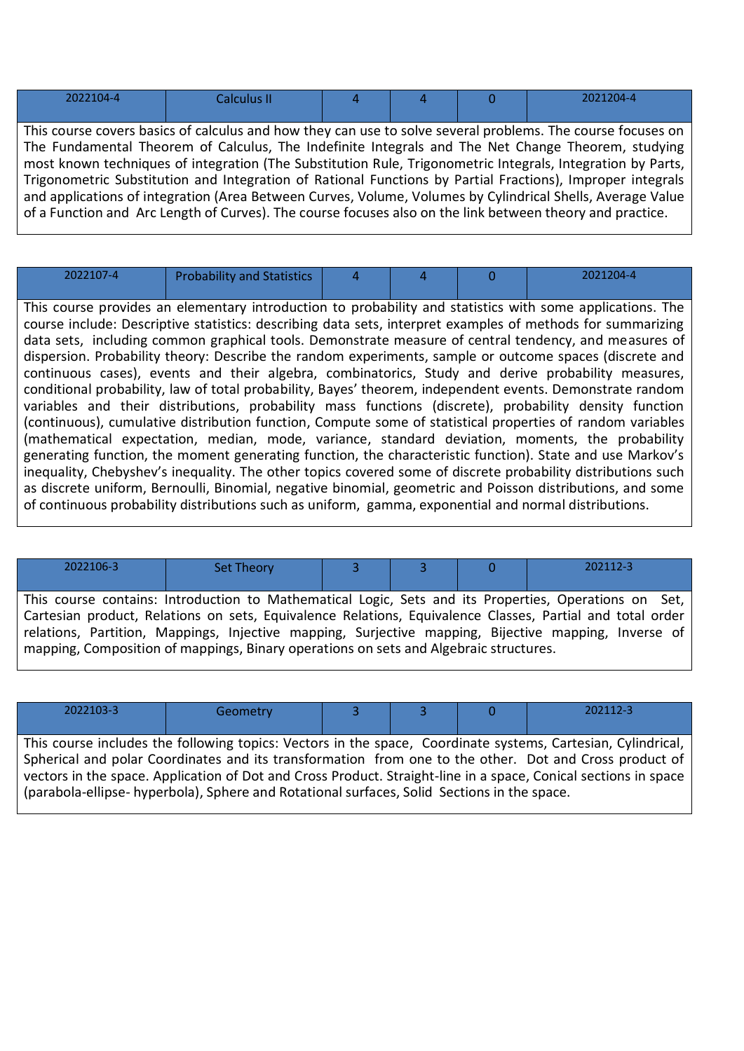| 2022104-4 | Calculus II | 4 | 4 | 0 | 2021204-4 |
|---|---|---|---|---|---|

This course covers basics of calculus and how they can use to solve several problems. The course focuses on The Fundamental Theorem of Calculus, The Indefinite Integrals and The Net Change Theorem, studying most known techniques of integration (The Substitution Rule, Trigonometric Integrals, Integration by Parts, Trigonometric Substitution and Integration of Rational Functions by Partial Fractions), Improper integrals and applications of integration (Area Between Curves, Volume, Volumes by Cylindrical Shells, Average Value of a Function and Arc Length of Curves). The course focuses also on the link between theory and practice.

| 2022107-4 | Probability and Statistics | 4 | 4 | 0 | 2021204-4 |
|---|---|---|---|---|---|

This course provides an elementary introduction to probability and statistics with some applications. The course include: Descriptive statistics: describing data sets, interpret examples of methods for summarizing data sets, including common graphical tools. Demonstrate measure of central tendency, and measures of dispersion. Probability theory: Describe the random experiments, sample or outcome spaces (discrete and continuous cases), events and their algebra, combinatorics, Study and derive probability measures, conditional probability, law of total probability, Bayes' theorem, independent events. Demonstrate random variables and their distributions, probability mass functions (discrete), probability density function (continuous), cumulative distribution function, Compute some of statistical properties of random variables (mathematical expectation, median, mode, variance, standard deviation, moments, the probability generating function, the moment generating function, the characteristic function). State and use Markov's inequality, Chebyshev's inequality. The other topics covered some of discrete probability distributions such as discrete uniform, Bernoulli, Binomial, negative binomial, geometric and Poisson distributions, and some of continuous probability distributions such as uniform, gamma, exponential and normal distributions.

| 2022106-3 | Set Theory | 3 | 3 | 0 | 202112-3 |
|---|---|---|---|---|---|

This course contains: Introduction to Mathematical Logic, Sets and its Properties, Operations on Set, Cartesian product, Relations on sets, Equivalence Relations, Equivalence Classes, Partial and total order relations, Partition, Mappings, Injective mapping, Surjective mapping, Bijective mapping, Inverse of mapping, Composition of mappings, Binary operations on sets and Algebraic structures.

| 2022103-3 | Geometry | 3 | 3 | 0 | 202112-3 |
|---|---|---|---|---|---|

This course includes the following topics: Vectors in the space, Coordinate systems, Cartesian, Cylindrical, Spherical and polar Coordinates and its transformation from one to the other. Dot and Cross product of vectors in the space. Application of Dot and Cross Product. Straight-line in a space, Conical sections in space (parabola-ellipse- hyperbola), Sphere and Rotational surfaces, Solid Sections in the space.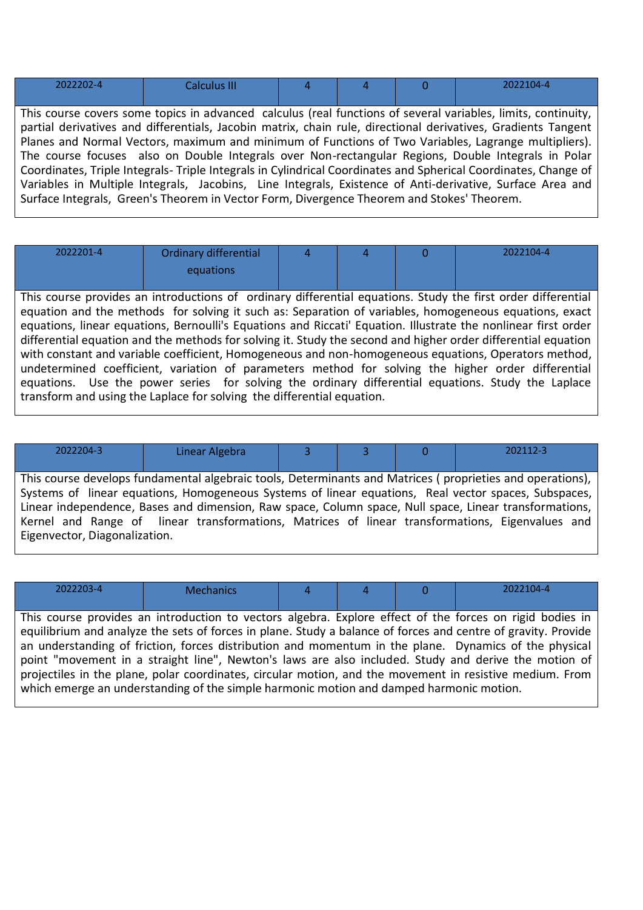| 2022202-4 | Calculus III | 4 | 4 | 0 | 2022104-4 |
|---|---|---|---|---|---|

This course covers some topics in advanced calculus (real functions of several variables, limits, continuity, partial derivatives and differentials, Jacobin matrix, chain rule, directional derivatives, Gradients Tangent Planes and Normal Vectors, maximum and minimum of Functions of Two Variables, Lagrange multipliers). The course focuses also on Double Integrals over Non-rectangular Regions, Double Integrals in Polar Coordinates, Triple Integrals- Triple Integrals in Cylindrical Coordinates and Spherical Coordinates, Change of Variables in Multiple Integrals, Jacobins, Line Integrals, Existence of Anti-derivative, Surface Area and Surface Integrals, Green's Theorem in Vector Form, Divergence Theorem and Stokes' Theorem.

| 2022201-4 | Ordinary differential equations | 4 | 4 | 0 | 2022104-4 |
|---|---|---|---|---|---|

This course provides an introductions of ordinary differential equations. Study the first order differential equation and the methods for solving it such as: Separation of variables, homogeneous equations, exact equations, linear equations, Bernoulli's Equations and Riccati' Equation. Illustrate the nonlinear first order differential equation and the methods for solving it. Study the second and higher order differential equation with constant and variable coefficient, Homogeneous and non-homogeneous equations, Operators method, undetermined coefficient, variation of parameters method for solving the higher order differential equations. Use the power series for solving the ordinary differential equations. Study the Laplace transform and using the Laplace for solving the differential equation.

| 2022204-3 | Linear Algebra | 3 | 3 | 0 | 202112-3 |
|---|---|---|---|---|---|

This course develops fundamental algebraic tools, Determinants and Matrices ( proprieties and operations), Systems of linear equations, Homogeneous Systems of linear equations, Real vector spaces, Subspaces, Linear independence, Bases and dimension, Raw space, Column space, Null space, Linear transformations, Kernel and Range of linear transformations, Matrices of linear transformations, Eigenvalues and Eigenvector, Diagonalization.

| 2022203-4 | Mechanics | 4 | 4 | 0 | 2022104-4 |
|---|---|---|---|---|---|

This course provides an introduction to vectors algebra. Explore effect of the forces on rigid bodies in equilibrium and analyze the sets of forces in plane. Study a balance of forces and centre of gravity. Provide an understanding of friction, forces distribution and momentum in the plane. Dynamics of the physical point "movement in a straight line", Newton's laws are also included. Study and derive the motion of projectiles in the plane, polar coordinates, circular motion, and the movement in resistive medium. From which emerge an understanding of the simple harmonic motion and damped harmonic motion.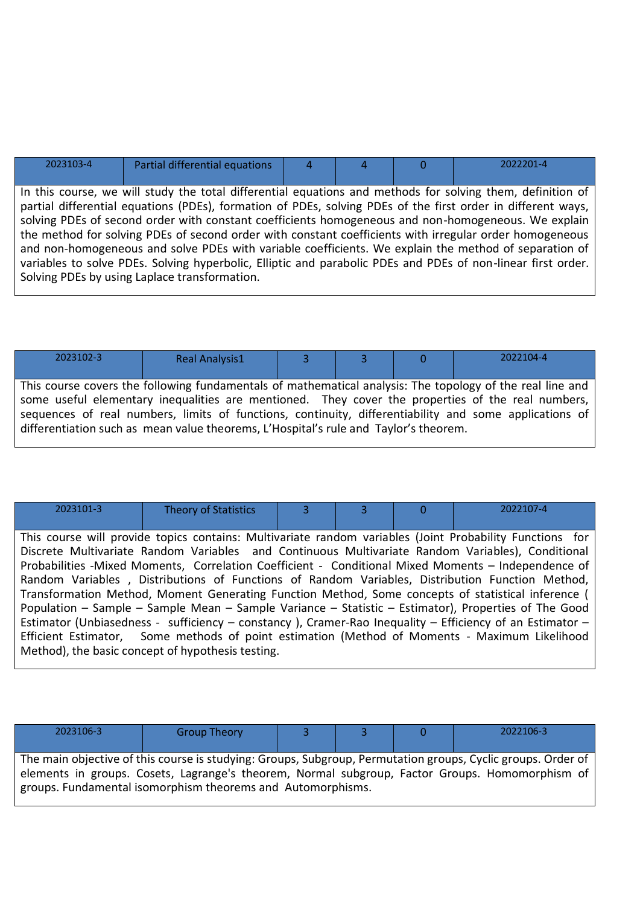| 2023103-4 | Partial differential equations | 4 | 4 | 0 | 2022201-4 |
|---|---|---|---|---|---|

In this course, we will study the total differential equations and methods for solving them, definition of partial differential equations (PDEs), formation of PDEs, solving PDEs of the first order in different ways, solving PDEs of second order with constant coefficients homogeneous and non-homogeneous. We explain the method for solving PDEs of second order with constant coefficients with irregular order homogeneous and non-homogeneous and solve PDEs with variable coefficients. We explain the method of separation of variables to solve PDEs. Solving hyperbolic, Elliptic and parabolic PDEs and PDEs of non-linear first order. Solving PDEs by using Laplace transformation.

| 2023102-3 | Real Analysis1 | 3 | 3 | 0 | 2022104-4 |
|---|---|---|---|---|---|

This course covers the following fundamentals of mathematical analysis: The topology of the real line and some useful elementary inequalities are mentioned. They cover the properties of the real numbers, sequences of real numbers, limits of functions, continuity, differentiability and some applications of differentiation such as mean value theorems, L'Hospital's rule and Taylor's theorem.

| 2023101-3 | Theory of Statistics | 3 | 3 | 0 | 2022107-4 |
|---|---|---|---|---|---|

This course will provide topics contains: Multivariate random variables (Joint Probability Functions for Discrete Multivariate Random Variables and Continuous Multivariate Random Variables), Conditional Probabilities -Mixed Moments, Correlation Coefficient - Conditional Mixed Moments – Independence of Random Variables , Distributions of Functions of Random Variables, Distribution Function Method, Transformation Method, Moment Generating Function Method, Some concepts of statistical inference ( Population – Sample – Sample Mean – Sample Variance – Statistic – Estimator), Properties of The Good Estimator (Unbiasedness - sufficiency – constancy ), Cramer-Rao Inequality – Efficiency of an Estimator – Efficient Estimator, Some methods of point estimation (Method of Moments - Maximum Likelihood Method), the basic concept of hypothesis testing.

| 2023106-3 | Group Theory | 3 | 3 | 0 | 2022106-3 |
|---|---|---|---|---|---|

The main objective of this course is studying: Groups, Subgroup, Permutation groups, Cyclic groups. Order of elements in groups. Cosets, Lagrange's theorem, Normal subgroup, Factor Groups. Homomorphism of groups. Fundamental isomorphism theorems and Automorphisms.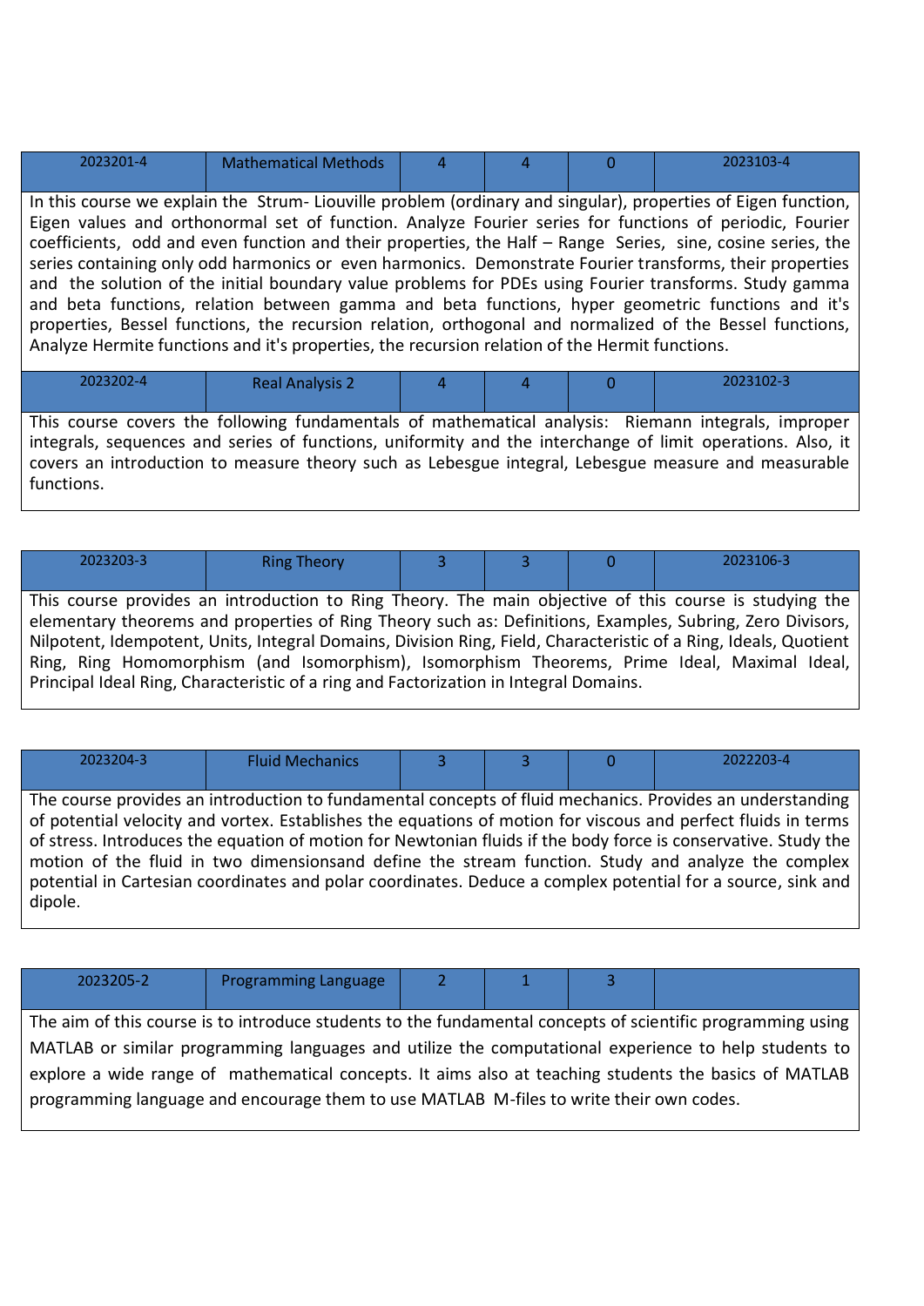| 2023201-4 | Mathematical Methods | 4 | 4 | 0 | 2023103-4 |
|---|---|---|---|---|---|

In this course we explain the Strum- Liouville problem (ordinary and singular), properties of Eigen function, Eigen values and orthonormal set of function. Analyze Fourier series for functions of periodic, Fourier coefficients, odd and even function and their properties, the Half – Range Series, sine, cosine series, the series containing only odd harmonics or even harmonics. Demonstrate Fourier transforms, their properties and the solution of the initial boundary value problems for PDEs using Fourier transforms. Study gamma and beta functions, relation between gamma and beta functions, hyper geometric functions and it's properties, Bessel functions, the recursion relation, orthogonal and normalized of the Bessel functions, Analyze Hermite functions and it's properties, the recursion relation of the Hermit functions.

| 2023202-4 | Real Analysis 2 | 4 | 4 | 0 | 2023102-3 |
|---|---|---|---|---|---|

This course covers the following fundamentals of mathematical analysis: Riemann integrals, improper integrals, sequences and series of functions, uniformity and the interchange of limit operations. Also, it covers an introduction to measure theory such as Lebesgue integral, Lebesgue measure and measurable functions.

| 2023203-3 | Ring Theory | 3 | 3 | 0 | 2023106-3 |
|---|---|---|---|---|---|

This course provides an introduction to Ring Theory. The main objective of this course is studying the elementary theorems and properties of Ring Theory such as: Definitions, Examples, Subring, Zero Divisors, Nilpotent, Idempotent, Units, Integral Domains, Division Ring, Field, Characteristic of a Ring, Ideals, Quotient Ring, Ring Homomorphism (and Isomorphism), Isomorphism Theorems, Prime Ideal, Maximal Ideal, Principal Ideal Ring, Characteristic of a ring and Factorization in Integral Domains.

| 2023204-3 | Fluid Mechanics | 3 | 3 | 0 | 2022203-4 |
|---|---|---|---|---|---|

The course provides an introduction to fundamental concepts of fluid mechanics. Provides an understanding of potential velocity and vortex. Establishes the equations of motion for viscous and perfect fluids in terms of stress. Introduces the equation of motion for Newtonian fluids if the body force is conservative. Study the motion of the fluid in two dimensionsand define the stream function. Study and analyze the complex potential in Cartesian coordinates and polar coordinates. Deduce a complex potential for a source, sink and dipole.

| 2023205-2 | Programming Language | 2 | 1 | 3 | |
|---|---|---|---|---|---|

The aim of this course is to introduce students to the fundamental concepts of scientific programming using MATLAB or similar programming languages and utilize the computational experience to help students to explore a wide range of mathematical concepts. It aims also at teaching students the basics of MATLAB programming language and encourage them to use MATLAB M-files to write their own codes.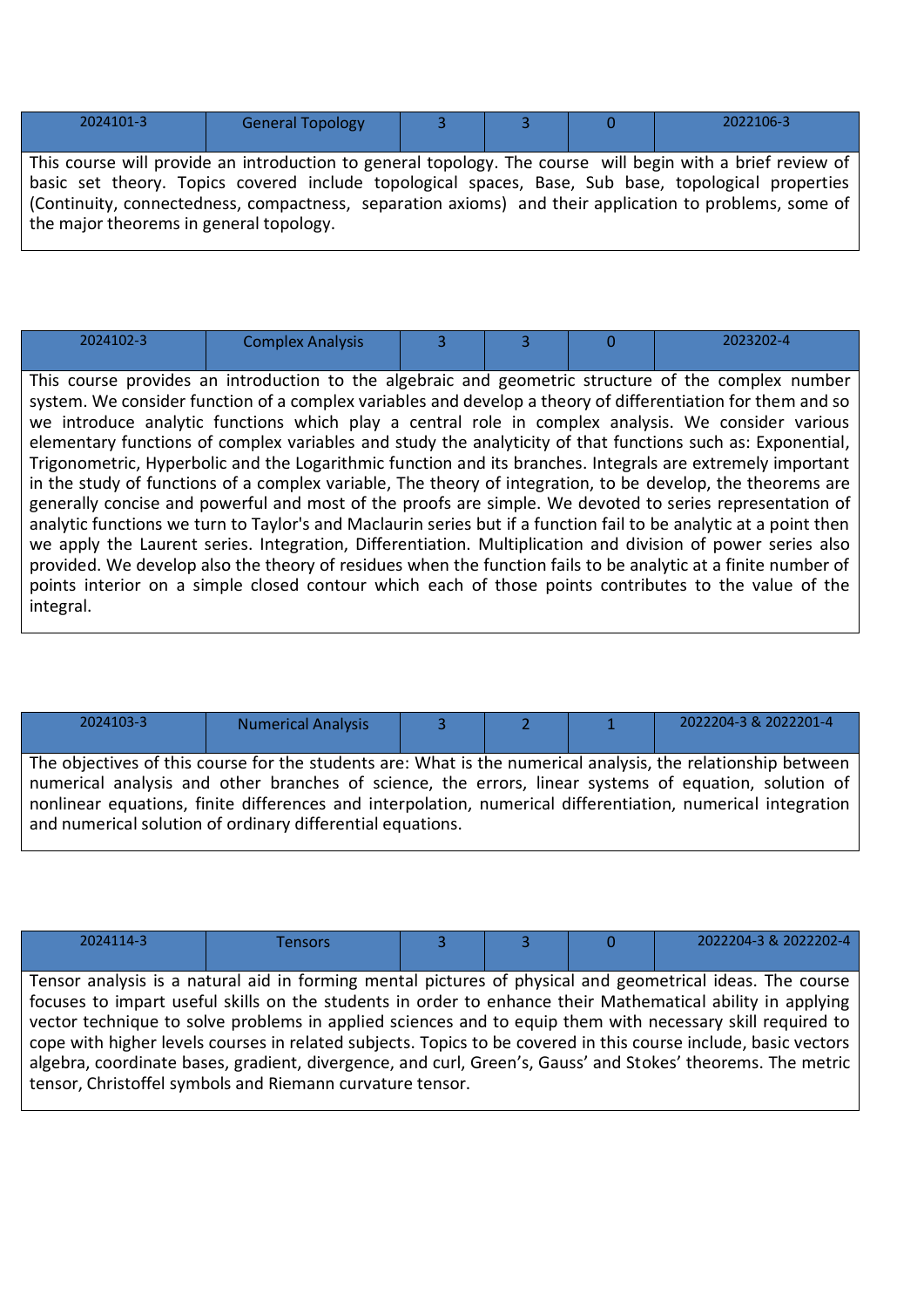| 2024101-3 | General Topology | 3 | 3 | 0 | 2022106-3 |
|---|---|---|---|---|---|

This course will provide an introduction to general topology. The course will begin with a brief review of basic set theory. Topics covered include topological spaces, Base, Sub base, topological properties (Continuity, connectedness, compactness, separation axioms) and their application to problems, some of the major theorems in general topology.

| 2024102-3 | Complex Analysis | 3 | 3 | 0 | 2023202-4 |
|---|---|---|---|---|---|

This course provides an introduction to the algebraic and geometric structure of the complex number system. We consider function of a complex variables and develop a theory of differentiation for them and so we introduce analytic functions which play a central role in complex analysis. We consider various elementary functions of complex variables and study the analyticity of that functions such as: Exponential, Trigonometric, Hyperbolic and the Logarithmic function and its branches. Integrals are extremely important in the study of functions of a complex variable, The theory of integration, to be develop, the theorems are generally concise and powerful and most of the proofs are simple. We devoted to series representation of analytic functions we turn to Taylor's and Maclaurin series but if a function fail to be analytic at a point then we apply the Laurent series. Integration, Differentiation. Multiplication and division of power series also provided. We develop also the theory of residues when the function fails to be analytic at a finite number of points interior on a simple closed contour which each of those points contributes to the value of the integral.

| 2024103-3 | Numerical Analysis | 3 | 2 | 1 | 2022204-3 & 2022201-4 |
|---|---|---|---|---|---|

The objectives of this course for the students are: What is the numerical analysis, the relationship between numerical analysis and other branches of science, the errors, linear systems of equation, solution of nonlinear equations, finite differences and interpolation, numerical differentiation, numerical integration and numerical solution of ordinary differential equations.

| 2024114-3 | Tensors | 3 | 3 | 0 | 2022204-3 & 2022202-4 |
|---|---|---|---|---|---|

Tensor analysis is a natural aid in forming mental pictures of physical and geometrical ideas. The course focuses to impart useful skills on the students in order to enhance their Mathematical ability in applying vector technique to solve problems in applied sciences and to equip them with necessary skill required to cope with higher levels courses in related subjects. Topics to be covered in this course include, basic vectors algebra, coordinate bases, gradient, divergence, and curl, Green's, Gauss' and Stokes' theorems. The metric tensor, Christoffel symbols and Riemann curvature tensor.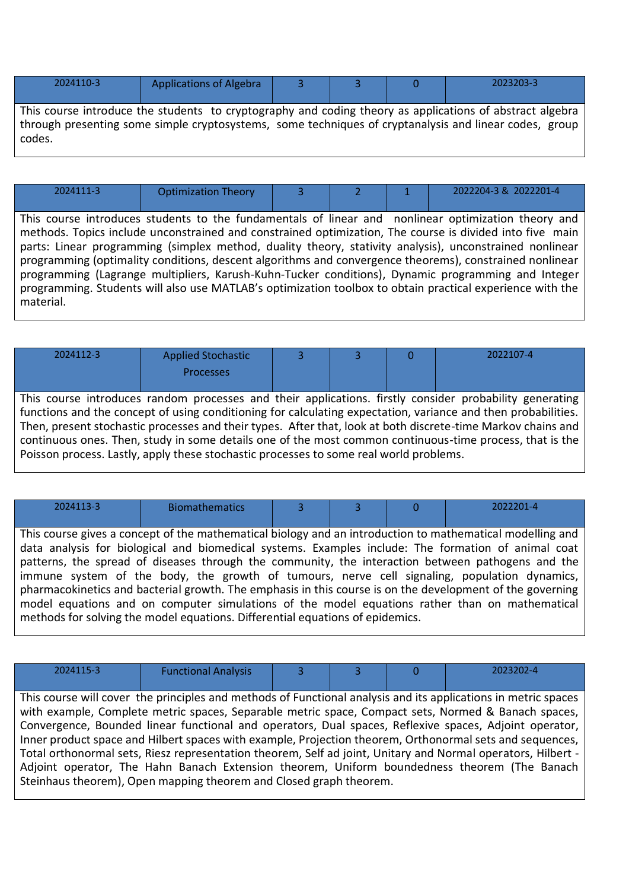| 2024110-3 | Applications of Algebra | 3 | 3 | 0 | 2023203-3 |
|---|---|---|---|---|---|
| This course introduce the students to cryptography and coding theory as applications of abstract algebra through presenting some simple cryptosystems, some techniques of cryptanalysis and linear codes, group codes. | | | | | |

| 2024111-3 | Optimization Theory | 3 | 2 | 1 | 2022204-3 & 2022201-4 |
|---|---|---|---|---|---|
| This course introduces students to the fundamentals of linear and nonlinear optimization theory and methods. Topics include unconstrained and constrained optimization, The course is divided into five main parts: Linear programming (simplex method, duality theory, stativity analysis), unconstrained nonlinear programming (optimality conditions, descent algorithms and convergence theorems), constrained nonlinear programming (Lagrange multipliers, Karush-Kuhn-Tucker conditions), Dynamic programming and Integer programming. Students will also use MATLAB's optimization toolbox to obtain practical experience with the material. | | | | | |

| 2024112-3 | Applied Stochastic Processes | 3 | 3 | 0 | 2022107-4 |
|---|---|---|---|---|---|
| This course introduces random processes and their applications. firstly consider probability generating functions and the concept of using conditioning for calculating expectation, variance and then probabilities. Then, present stochastic processes and their types. After that, look at both discrete-time Markov chains and continuous ones. Then, study in some details one of the most common continuous-time process, that is the Poisson process. Lastly, apply these stochastic processes to some real world problems. | | | | | |

| 2024113-3 | Biomathematics | 3 | 3 | 0 | 2022201-4 |
|---|---|---|---|---|---|
| This course gives a concept of the mathematical biology and an introduction to mathematical modelling and data analysis for biological and biomedical systems. Examples include: The formation of animal coat patterns, the spread of diseases through the community, the interaction between pathogens and the immune system of the body, the growth of tumours, nerve cell signaling, population dynamics, pharmacokinetics and bacterial growth. The emphasis in this course is on the development of the governing model equations and on computer simulations of the model equations rather than on mathematical methods for solving the model equations. Differential equations of epidemics. | | | | | |

| 2024115-3 | Functional Analysis | 3 | 3 | 0 | 2023202-4 |
|---|---|---|---|---|---|
| This course will cover the principles and methods of Functional analysis and its applications in metric spaces with example, Complete metric spaces, Separable metric space, Compact sets, Normed & Banach spaces, Convergence, Bounded linear functional and operators, Dual spaces, Reflexive spaces, Adjoint operator, Inner product space and Hilbert spaces with example, Projection theorem, Orthonormal sets and sequences, Total orthonormal sets, Riesz representation theorem, Self ad joint, Unitary and Normal operators, Hilbert - Adjoint operator, The Hahn Banach Extension theorem, Uniform boundedness theorem (The Banach Steinhaus theorem), Open mapping theorem and Closed graph theorem. | | | | | |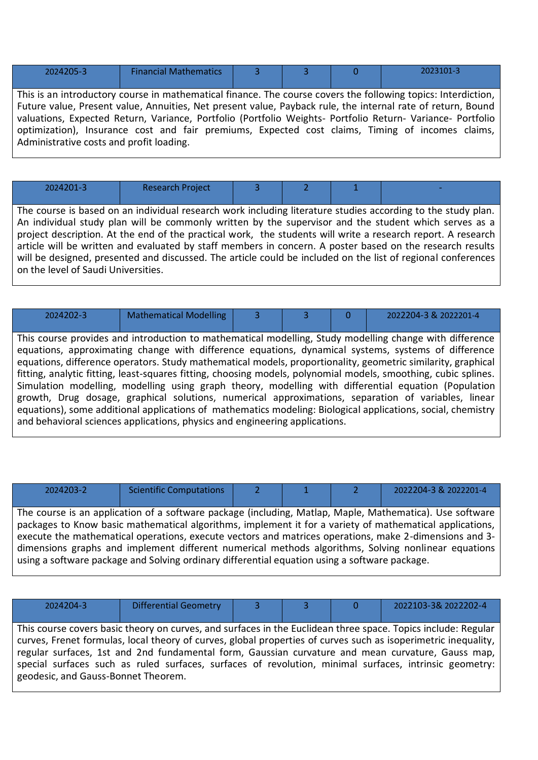| 2024205-3 | Financial Mathematics | 3 | 3 | 0 | 2023101-3 |
|---|---|---|---|---|---|

This is an introductory course in mathematical finance. The course covers the following topics: Interdiction, Future value, Present value, Annuities, Net present value, Payback rule, the internal rate of return, Bound valuations, Expected Return, Variance, Portfolio (Portfolio Weights- Portfolio Return- Variance- Portfolio optimization), Insurance cost and fair premiums, Expected cost claims, Timing of incomes claims, Administrative costs and profit loading.

| 2024201-3 | Research Project | 3 | 2 | 1 | - |
|---|---|---|---|---|---|

The course is based on an individual research work including literature studies according to the study plan. An individual study plan will be commonly written by the supervisor and the student which serves as a project description. At the end of the practical work, the students will write a research report. A research article will be written and evaluated by staff members in concern. A poster based on the research results will be designed, presented and discussed. The article could be included on the list of regional conferences on the level of Saudi Universities.

| 2024202-3 | Mathematical Modelling | 3 | 3 | 0 | 2022204-3 & 2022201-4 |
|---|---|---|---|---|---|

This course provides and introduction to mathematical modelling, Study modelling change with difference equations, approximating change with difference equations, dynamical systems, systems of difference equations, difference operators. Study mathematical models, proportionality, geometric similarity, graphical fitting, analytic fitting, least-squares fitting, choosing models, polynomial models, smoothing, cubic splines. Simulation modelling, modelling using graph theory, modelling with differential equation (Population growth, Drug dosage, graphical solutions, numerical approximations, separation of variables, linear equations), some additional applications of mathematics modeling: Biological applications, social, chemistry and behavioral sciences applications, physics and engineering applications.

| 2024203-2 | Scientific Computations | 2 | 1 | 2 | 2022204-3 & 2022201-4 |
|---|---|---|---|---|---|

The course is an application of a software package (including, Matlap, Maple, Mathematica). Use software packages to Know basic mathematical algorithms, implement it for a variety of mathematical applications, execute the mathematical operations, execute vectors and matrices operations, make 2-dimensions and 3-dimensions graphs and implement different numerical methods algorithms, Solving nonlinear equations using a software package and Solving ordinary differential equation using a software package.

| 2024204-3 | Differential Geometry | 3 | 3 | 0 | 2022103-3& 2022202-4 |
|---|---|---|---|---|---|

This course covers basic theory on curves, and surfaces in the Euclidean three space. Topics include: Regular curves, Frenet formulas, local theory of curves, global properties of curves such as isoperimetric inequality, regular surfaces, 1st and 2nd fundamental form, Gaussian curvature and mean curvature, Gauss map, special surfaces such as ruled surfaces, surfaces of revolution, minimal surfaces, intrinsic geometry: geodesic, and Gauss-Bonnet Theorem.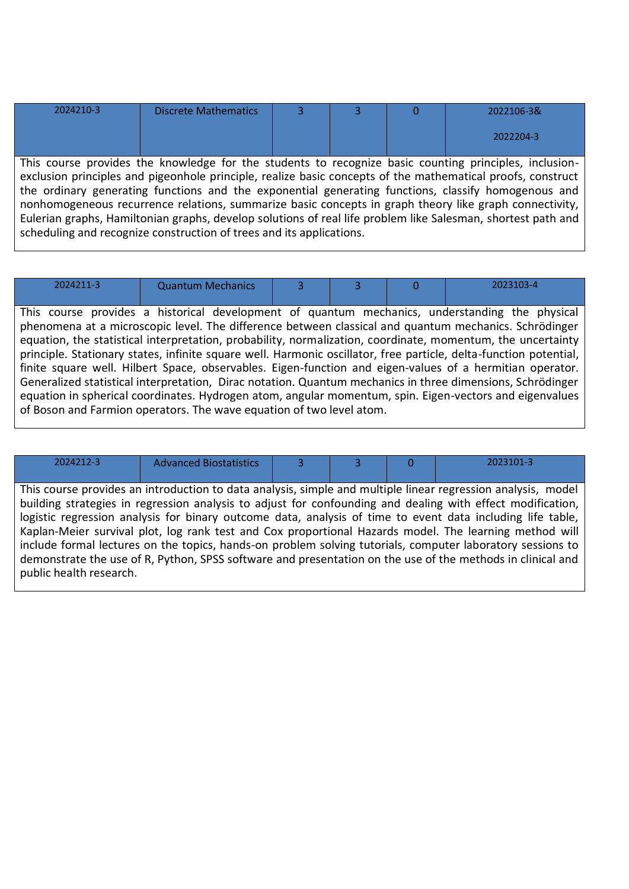| | | | | | |
|---|---|---|---|---|---|
| 2024210-3 | Discrete Mathematics | 3 | 3 | 0 | 2022106-3& 2022204-3 |

This course provides the knowledge for the students to recognize basic counting principles, inclusion-exclusion principles and pigeonhole principle, realize basic concepts of the mathematical proofs, construct the ordinary generating functions and the exponential generating functions, classify homogenous and nonhomogeneous recurrence relations, summarize basic concepts in graph theory like graph connectivity, Eulerian graphs, Hamiltonian graphs, develop solutions of real life problem like Salesman, shortest path and scheduling and recognize construction of trees and its applications.

| | | | | | |
|---|---|---|---|---|---|
| 2024211-3 | Quantum Mechanics | 3 | 3 | 0 | 2023103-4 |

This course provides a historical development of quantum mechanics, understanding the physical phenomena at a microscopic level. The difference between classical and quantum mechanics. Schrödinger equation, the statistical interpretation, probability, normalization, coordinate, momentum, the uncertainty principle. Stationary states, infinite square well. Harmonic oscillator, free particle, delta-function potential, finite square well. Hilbert Space, observables. Eigen-function and eigen-values of a hermitian operator. Generalized statistical interpretation, Dirac notation. Quantum mechanics in three dimensions, Schrödinger equation in spherical coordinates. Hydrogen atom, angular momentum, spin. Eigen-vectors and eigenvalues of Boson and Farmion operators. The wave equation of two level atom.

| | | | | | |
|---|---|---|---|---|---|
| 2024212-3 | Advanced Biostatistics | 3 | 3 | 0 | 2023101-3 |

This course provides an introduction to data analysis, simple and multiple linear regression analysis, model building strategies in regression analysis to adjust for confounding and dealing with effect modification, logistic regression analysis for binary outcome data, analysis of time to event data including life table, Kaplan-Meier survival plot, log rank test and Cox proportional Hazards model. The learning method will include formal lectures on the topics, hands-on problem solving tutorials, computer laboratory sessions to demonstrate the use of R, Python, SPSS software and presentation on the use of the methods in clinical and public health research.